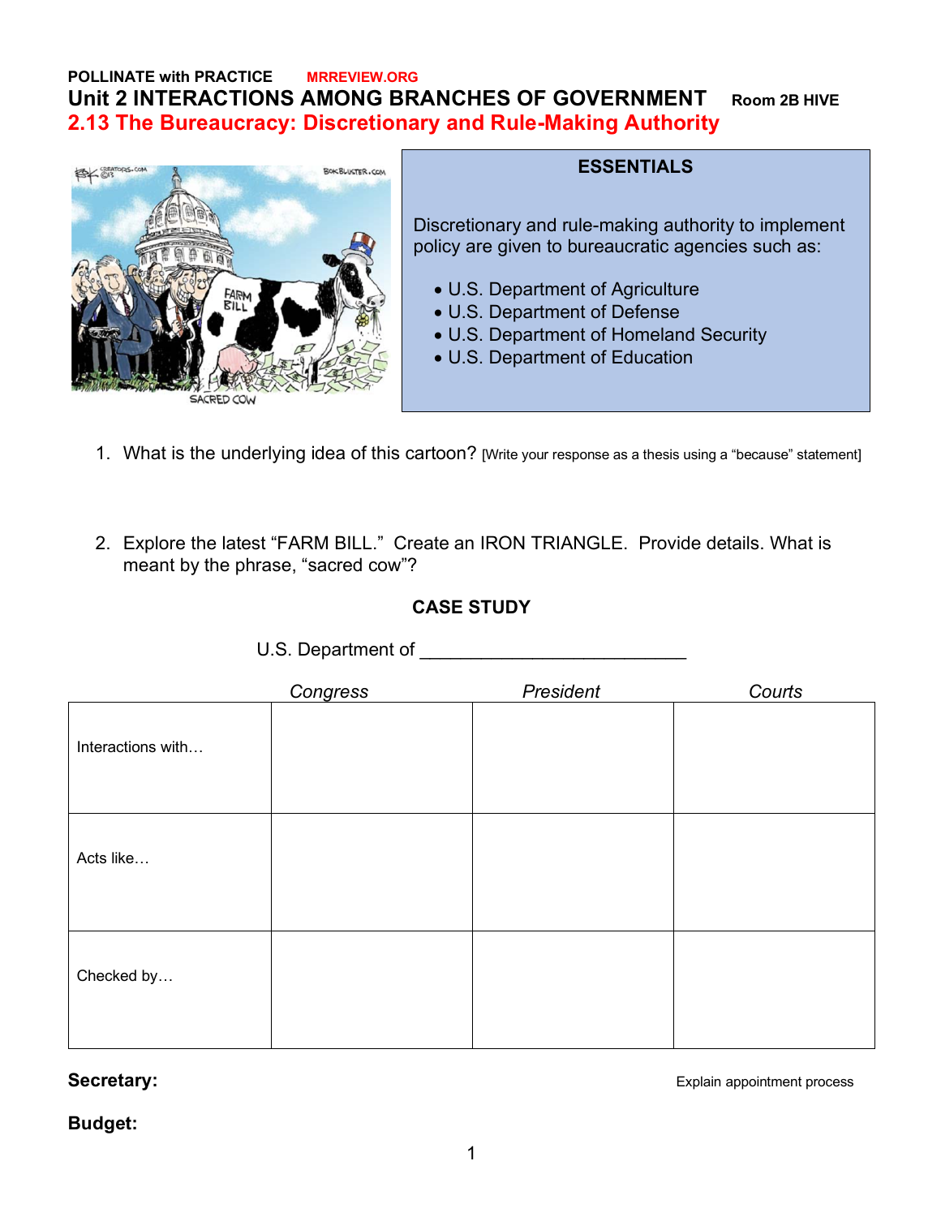POLLINATE with PRACTICE MRREVIEW.ORG

# Unit 2 INTERACTIONS AMONG BRANCHES OF GOVERNMENT Room 2B HIVE

## 2.13 The Bureaucracy: Discretionary and Rule-Making Authority

**ESSENTIALS**

Discretionary and rule-making authority to implement policy are given to bureaucratic agencies such as:

- U.S. Department of Agriculture
- U.S. Department of Defense
- U.S. Department of Homeland Security
- U.S. Department of Education

1. What is the underlying idea of this cartoon? [Write your response as a thesis using a "because" statement]

2. Explore the latest "FARM BILL." Create an IRON TRIANGLE. Provide details. What is meant by the phrase, "sacred cow"?

**CASE STUDY**

U.S. Department of ___________________________

| | *Congress* | *President* | *Courts* |
|---|---|---|---|
| Interactions with… | | | |
| Acts like… | | | |
| Checked by… | | | |

**Secretary:** Explain appointment process

**Budget:**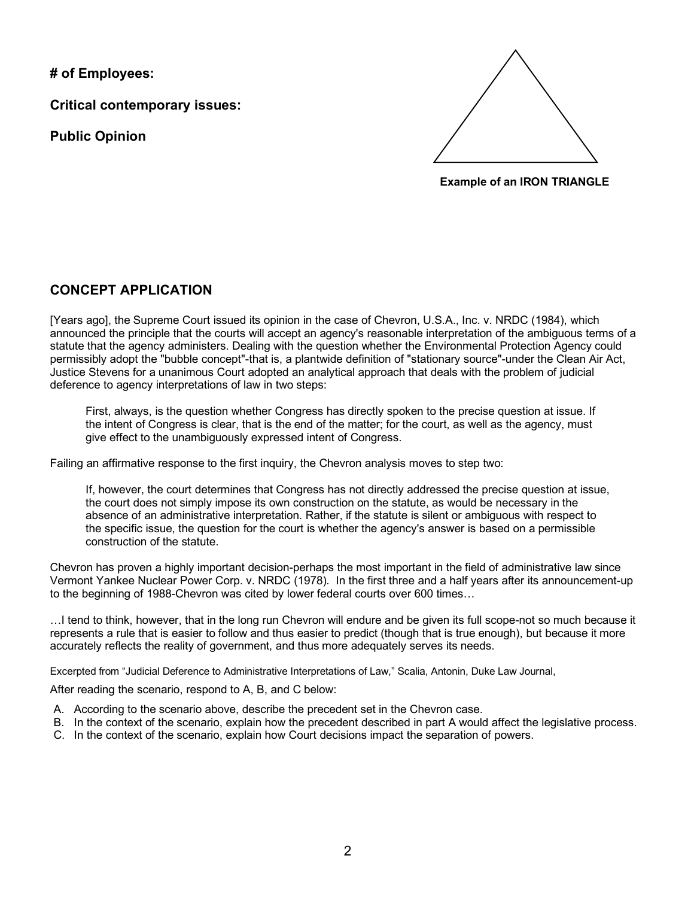**# of Employees:**

**Critical contemporary issues:**

**Public Opinion**

**Example of an IRON TRIANGLE**

## CONCEPT APPLICATION

[Years ago], the Supreme Court issued its opinion in the case of Chevron, U.S.A., Inc. v. NRDC (1984), which announced the principle that the courts will accept an agency's reasonable interpretation of the ambiguous terms of a statute that the agency administers. Dealing with the question whether the Environmental Protection Agency could permissibly adopt the "bubble concept"-that is, a plantwide definition of "stationary source"-under the Clean Air Act, Justice Stevens for a unanimous Court adopted an analytical approach that deals with the problem of judicial deference to agency interpretations of law in two steps:

> First, always, is the question whether Congress has directly spoken to the precise question at issue. If the intent of Congress is clear, that is the end of the matter; for the court, as well as the agency, must give effect to the unambiguously expressed intent of Congress.

Failing an affirmative response to the first inquiry, the Chevron analysis moves to step two:

> If, however, the court determines that Congress has not directly addressed the precise question at issue, the court does not simply impose its own construction on the statute, as would be necessary in the absence of an administrative interpretation. Rather, if the statute is silent or ambiguous with respect to the specific issue, the question for the court is whether the agency's answer is based on a permissible construction of the statute.

Chevron has proven a highly important decision-perhaps the most important in the field of administrative law since Vermont Yankee Nuclear Power Corp. v. NRDC (1978). In the first three and a half years after its announcement-up to the beginning of 1988-Chevron was cited by lower federal courts over 600 times…

…I tend to think, however, that in the long run Chevron will endure and be given its full scope-not so much because it represents a rule that is easier to follow and thus easier to predict (though that is true enough), but because it more accurately reflects the reality of government, and thus more adequately serves its needs.

Excerpted from "Judicial Deference to Administrative Interpretations of Law," Scalia, Antonin, Duke Law Journal,

After reading the scenario, respond to A, B, and C below:

A. According to the scenario above, describe the precedent set in the Chevron case.
B. In the context of the scenario, explain how the precedent described in part A would affect the legislative process.
C. In the context of the scenario, explain how Court decisions impact the separation of powers.